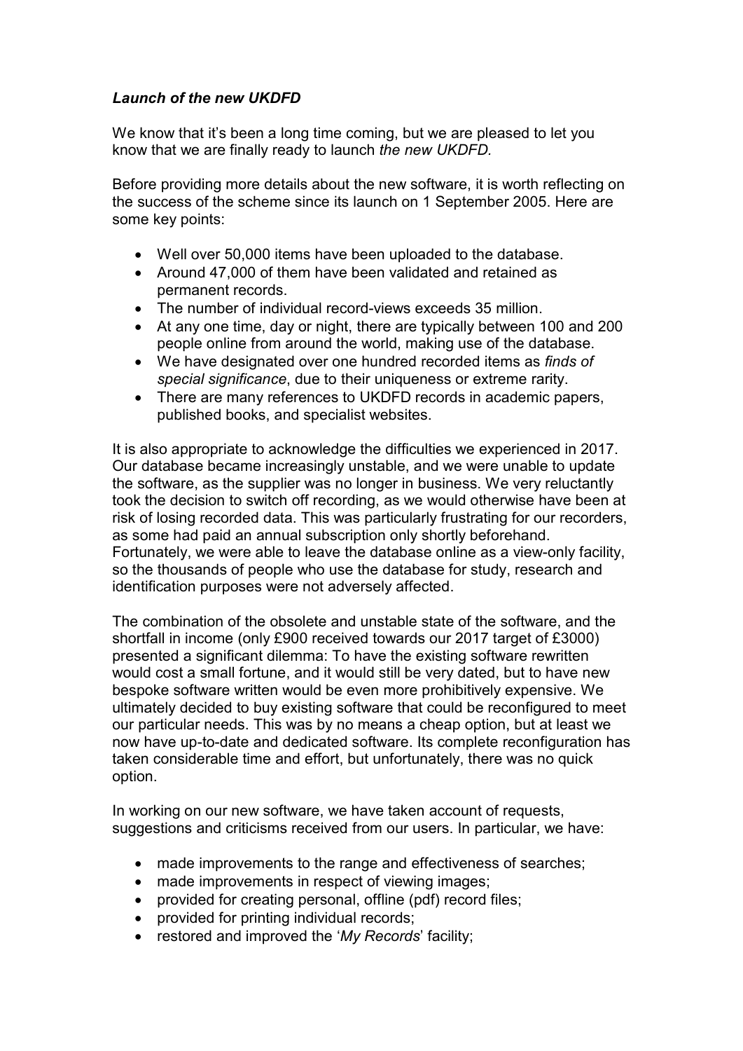***Launch of the new UKDFD***

We know that it's been a long time coming, but we are pleased to let you know that we are finally ready to launch *the new UKDFD.*

Before providing more details about the new software, it is worth reflecting on the success of the scheme since its launch on 1 September 2005. Here are some key points:

- Well over 50,000 items have been uploaded to the database.
- Around 47,000 of them have been validated and retained as permanent records.
- The number of individual record-views exceeds 35 million.
- At any one time, day or night, there are typically between 100 and 200 people online from around the world, making use of the database.
- We have designated over one hundred recorded items as *finds of special significance*, due to their uniqueness or extreme rarity.
- There are many references to UKDFD records in academic papers, published books, and specialist websites.

It is also appropriate to acknowledge the difficulties we experienced in 2017. Our database became increasingly unstable, and we were unable to update the software, as the supplier was no longer in business. We very reluctantly took the decision to switch off recording, as we would otherwise have been at risk of losing recorded data. This was particularly frustrating for our recorders, as some had paid an annual subscription only shortly beforehand. Fortunately, we were able to leave the database online as a view-only facility, so the thousands of people who use the database for study, research and identification purposes were not adversely affected.

The combination of the obsolete and unstable state of the software, and the shortfall in income (only £900 received towards our 2017 target of £3000) presented a significant dilemma: To have the existing software rewritten would cost a small fortune, and it would still be very dated, but to have new bespoke software written would be even more prohibitively expensive. We ultimately decided to buy existing software that could be reconfigured to meet our particular needs. This was by no means a cheap option, but at least we now have up-to-date and dedicated software. Its complete reconfiguration has taken considerable time and effort, but unfortunately, there was no quick option.

In working on our new software, we have taken account of requests, suggestions and criticisms received from our users. In particular, we have:

- made improvements to the range and effectiveness of searches;
- made improvements in respect of viewing images;
- provided for creating personal, offline (pdf) record files;
- provided for printing individual records;
- restored and improved the '*My Records*' facility;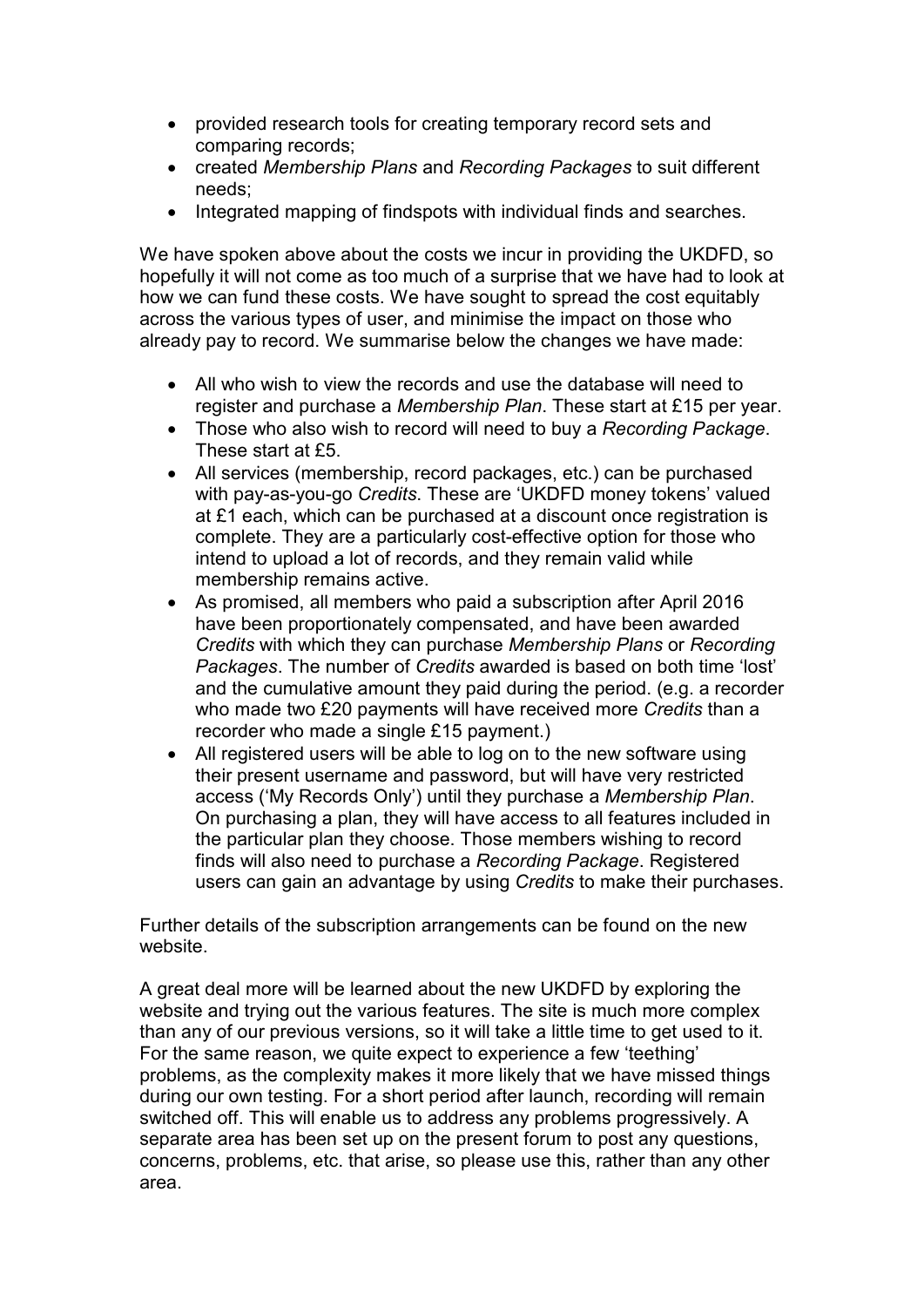- provided research tools for creating temporary record sets and comparing records;
- created *Membership Plans* and *Recording Packages* to suit different needs;
- Integrated mapping of findspots with individual finds and searches.

We have spoken above about the costs we incur in providing the UKDFD, so hopefully it will not come as too much of a surprise that we have had to look at how we can fund these costs. We have sought to spread the cost equitably across the various types of user, and minimise the impact on those who already pay to record. We summarise below the changes we have made:

- All who wish to view the records and use the database will need to register and purchase a *Membership Plan*. These start at £15 per year.
- Those who also wish to record will need to buy a *Recording Package*. These start at £5.
- All services (membership, record packages, etc.) can be purchased with pay-as-you-go *Credits*. These are 'UKDFD money tokens' valued at £1 each, which can be purchased at a discount once registration is complete. They are a particularly cost-effective option for those who intend to upload a lot of records, and they remain valid while membership remains active.
- As promised, all members who paid a subscription after April 2016 have been proportionately compensated, and have been awarded *Credits* with which they can purchase *Membership Plans* or *Recording Packages*. The number of *Credits* awarded is based on both time 'lost' and the cumulative amount they paid during the period. (e.g. a recorder who made two £20 payments will have received more *Credits* than a recorder who made a single £15 payment.)
- All registered users will be able to log on to the new software using their present username and password, but will have very restricted access ('My Records Only') until they purchase a *Membership Plan*. On purchasing a plan, they will have access to all features included in the particular plan they choose. Those members wishing to record finds will also need to purchase a *Recording Package*. Registered users can gain an advantage by using *Credits* to make their purchases.

Further details of the subscription arrangements can be found on the new website.

A great deal more will be learned about the new UKDFD by exploring the website and trying out the various features. The site is much more complex than any of our previous versions, so it will take a little time to get used to it. For the same reason, we quite expect to experience a few 'teething' problems, as the complexity makes it more likely that we have missed things during our own testing. For a short period after launch, recording will remain switched off. This will enable us to address any problems progressively. A separate area has been set up on the present forum to post any questions, concerns, problems, etc. that arise, so please use this, rather than any other area.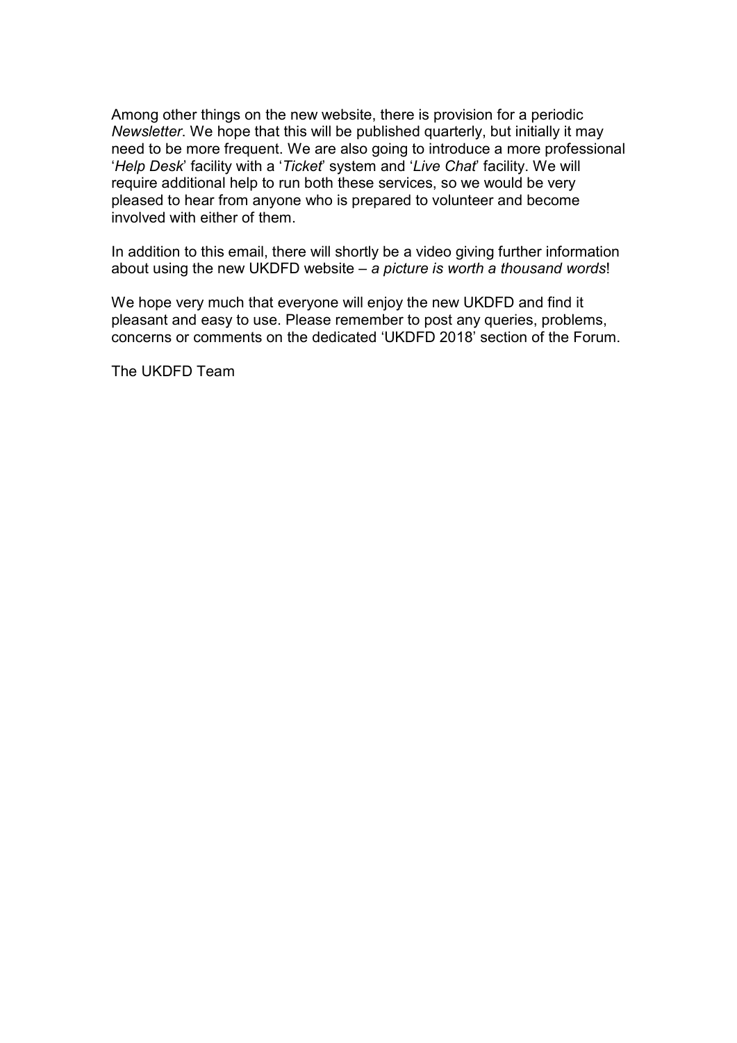Among other things on the new website, there is provision for a periodic *Newsletter*. We hope that this will be published quarterly, but initially it may need to be more frequent. We are also going to introduce a more professional '*Help Desk*' facility with a '*Ticket*' system and '*Live Chat*' facility. We will require additional help to run both these services, so we would be very pleased to hear from anyone who is prepared to volunteer and become involved with either of them.

In addition to this email, there will shortly be a video giving further information about using the new UKDFD website – *a picture is worth a thousand words*!

We hope very much that everyone will enjoy the new UKDFD and find it pleasant and easy to use. Please remember to post any queries, problems, concerns or comments on the dedicated 'UKDFD 2018' section of the Forum.

The UKDFD Team